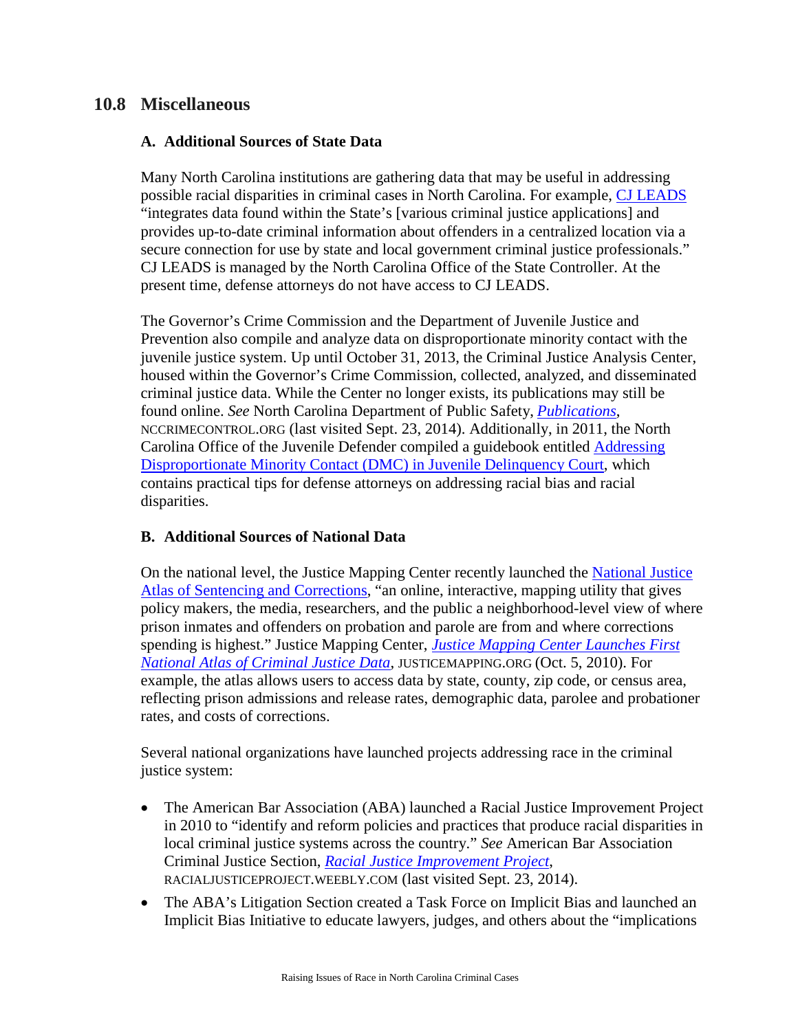## 10.8 Miscellaneous

### A. Additional Sources of State Data

Many North Carolina institutions are gathering data that may be useful in addressing possible racial disparities in criminal cases in North Carolina. For example, CJ LEADS "integrates data found within the State's [various criminal justice applications] and provides up-to-date criminal information about offenders in a centralized location via a secure connection for use by state and local government criminal justice professionals." CJ LEADS is managed by the North Carolina Office of the State Controller. At the present time, defense attorneys do not have access to CJ LEADS.

The Governor's Crime Commission and the Department of Juvenile Justice and Prevention also compile and analyze data on disproportionate minority contact with the juvenile justice system. Up until October 31, 2013, the Criminal Justice Analysis Center, housed within the Governor's Crime Commission, collected, analyzed, and disseminated criminal justice data. While the Center no longer exists, its publications may still be found online. *See* North Carolina Department of Public Safety, *Publications*, NCCRIMECONTROL.ORG (last visited Sept. 23, 2014). Additionally, in 2011, the North Carolina Office of the Juvenile Defender compiled a guidebook entitled Addressing Disproportionate Minority Contact (DMC) in Juvenile Delinquency Court, which contains practical tips for defense attorneys on addressing racial bias and racial disparities.

### B. Additional Sources of National Data

On the national level, the Justice Mapping Center recently launched the National Justice Atlas of Sentencing and Corrections, "an online, interactive, mapping utility that gives policy makers, the media, researchers, and the public a neighborhood-level view of where prison inmates and offenders on probation and parole are from and where corrections spending is highest." Justice Mapping Center, *Justice Mapping Center Launches First National Atlas of Criminal Justice Data*, JUSTICEMAPPING.ORG (Oct. 5, 2010). For example, the atlas allows users to access data by state, county, zip code, or census area, reflecting prison admissions and release rates, demographic data, parolee and probationer rates, and costs of corrections.

Several national organizations have launched projects addressing race in the criminal justice system:

- The American Bar Association (ABA) launched a Racial Justice Improvement Project in 2010 to "identify and reform policies and practices that produce racial disparities in local criminal justice systems across the country." *See* American Bar Association Criminal Justice Section, *Racial Justice Improvement Project*, RACIALJUSTICEPROJECT.WEEBLY.COM (last visited Sept. 23, 2014).
- The ABA's Litigation Section created a Task Force on Implicit Bias and launched an Implicit Bias Initiative to educate lawyers, judges, and others about the "implications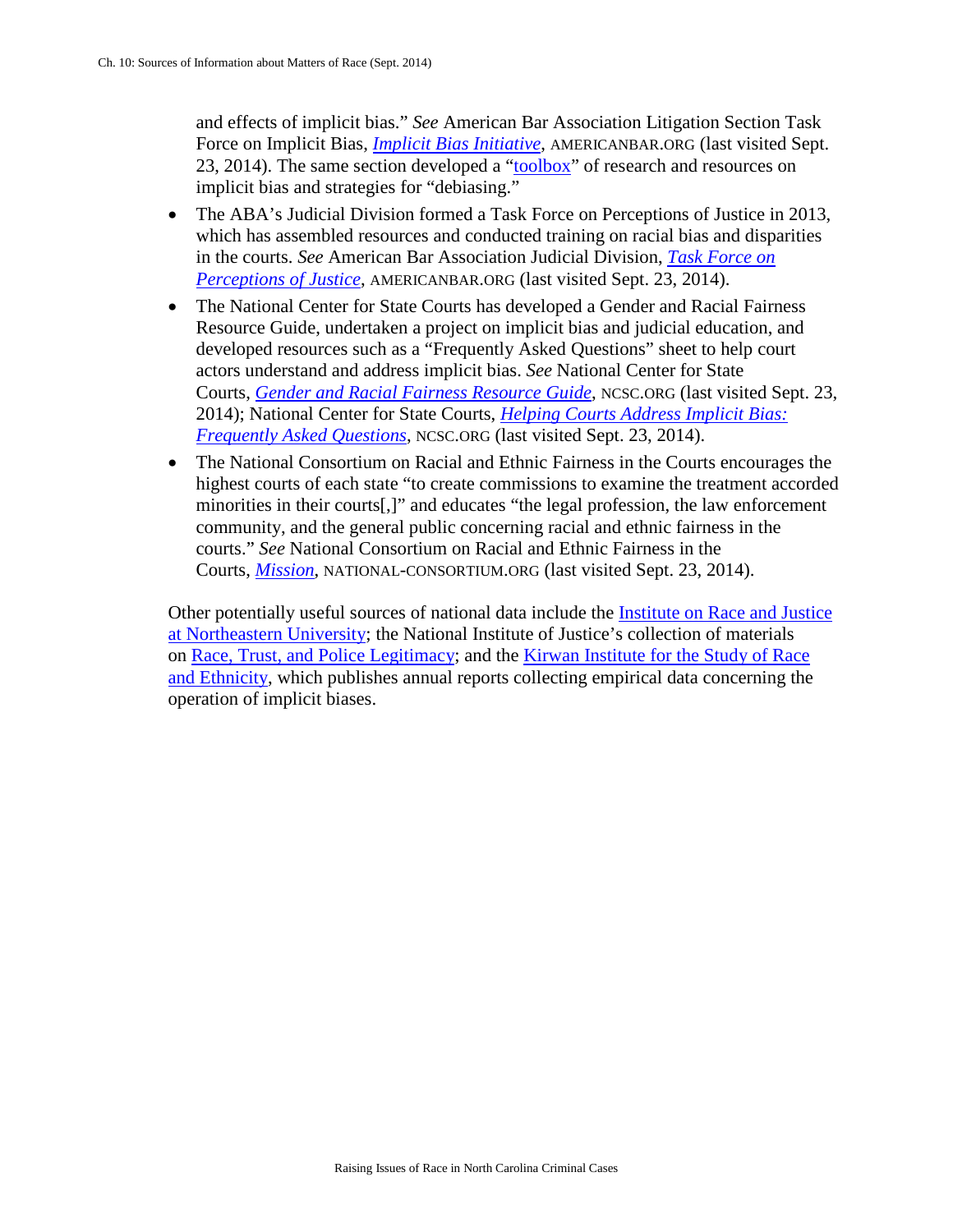and effects of implicit bias." *See* American Bar Association Litigation Section Task Force on Implicit Bias, *Implicit Bias Initiative*, AMERICANBAR.ORG (last visited Sept. 23, 2014). The same section developed a "toolbox" of research and resources on implicit bias and strategies for "debiasing."

- The ABA's Judicial Division formed a Task Force on Perceptions of Justice in 2013, which has assembled resources and conducted training on racial bias and disparities in the courts. *See* American Bar Association Judicial Division, *Task Force on Perceptions of Justice*, AMERICANBAR.ORG (last visited Sept. 23, 2014).
- The National Center for State Courts has developed a Gender and Racial Fairness Resource Guide, undertaken a project on implicit bias and judicial education, and developed resources such as a "Frequently Asked Questions" sheet to help court actors understand and address implicit bias. *See* National Center for State Courts, *Gender and Racial Fairness Resource Guide*, NCSC.ORG (last visited Sept. 23, 2014); National Center for State Courts, *Helping Courts Address Implicit Bias: Frequently Asked Questions*, NCSC.ORG (last visited Sept. 23, 2014).
- The National Consortium on Racial and Ethnic Fairness in the Courts encourages the highest courts of each state "to create commissions to examine the treatment accorded minorities in their courts[,]" and educates "the legal profession, the law enforcement community, and the general public concerning racial and ethnic fairness in the courts." *See* National Consortium on Racial and Ethnic Fairness in the Courts, *Mission*, NATIONAL-CONSORTIUM.ORG (last visited Sept. 23, 2014).

Other potentially useful sources of national data include the Institute on Race and Justice at Northeastern University; the National Institute of Justice's collection of materials on Race, Trust, and Police Legitimacy; and the Kirwan Institute for the Study of Race and Ethnicity, which publishes annual reports collecting empirical data concerning the operation of implicit biases.